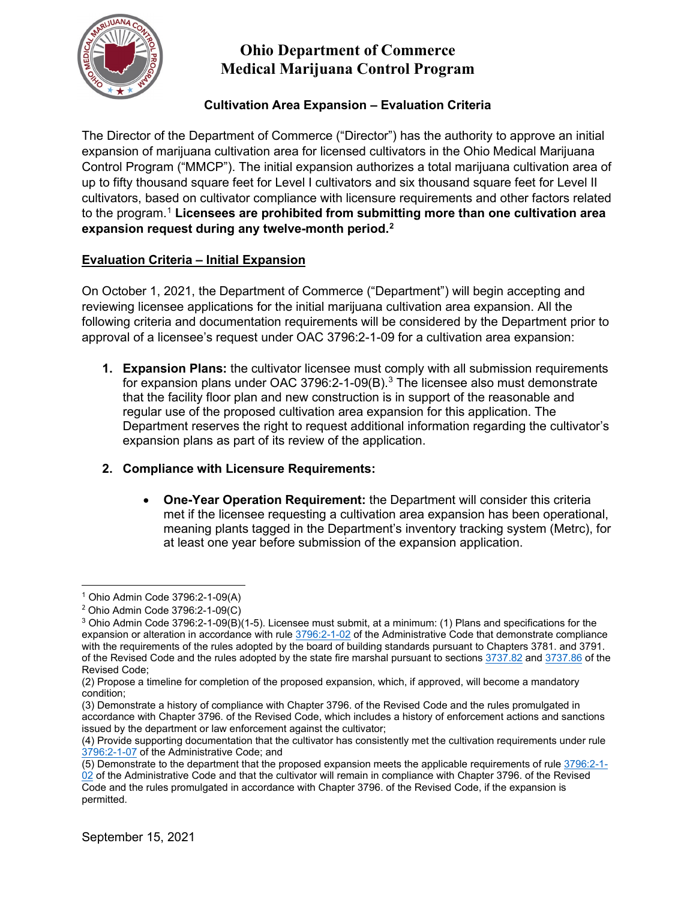# Ohio Department of Commerce
# Medical Marijuana Control Program

### Cultivation Area Expansion – Evaluation Criteria

The Director of the Department of Commerce ("Director") has the authority to approve an initial expansion of marijuana cultivation area for licensed cultivators in the Ohio Medical Marijuana Control Program ("MMCP"). The initial expansion authorizes a total marijuana cultivation area of up to fifty thousand square feet for Level I cultivators and six thousand square feet for Level II cultivators, based on cultivator compliance with licensure requirements and other factors related to the program.[1] **Licensees are prohibited from submitting more than one cultivation area expansion request during any twelve-month period.[2]**

## Evaluation Criteria – Initial Expansion

On October 1, 2021, the Department of Commerce ("Department") will begin accepting and reviewing licensee applications for the initial marijuana cultivation area expansion. All the following criteria and documentation requirements will be considered by the Department prior to approval of a licensee's request under OAC 3796:2-1-09 for a cultivation area expansion:

1. **Expansion Plans:** the cultivator licensee must comply with all submission requirements for expansion plans under OAC 3796:2-1-09(B).[3] The licensee also must demonstrate that the facility floor plan and new construction is in support of the reasonable and regular use of the proposed cultivation area expansion for this application. The Department reserves the right to request additional information regarding the cultivator's expansion plans as part of its review of the application.

2. **Compliance with Licensure Requirements:**

   - **One-Year Operation Requirement:** the Department will consider this criteria met if the licensee requesting a cultivation area expansion has been operational, meaning plants tagged in the Department's inventory tracking system (Metrc), for at least one year before submission of the expansion application.

---

[1] Ohio Admin Code 3796:2-1-09(A)

[2] Ohio Admin Code 3796:2-1-09(C)

[3] Ohio Admin Code 3796:2-1-09(B)(1-5). Licensee must submit, at a minimum: (1) Plans and specifications for the expansion or alteration in accordance with rule 3796:2-1-02 of the Administrative Code that demonstrate compliance with the requirements of the rules adopted by the board of building standards pursuant to Chapters 3781. and 3791. of the Revised Code and the rules adopted by the state fire marshal pursuant to sections 3737.82 and 3737.86 of the Revised Code;

(2) Propose a timeline for completion of the proposed expansion, which, if approved, will become a mandatory condition;

(3) Demonstrate a history of compliance with Chapter 3796. of the Revised Code and the rules promulgated in accordance with Chapter 3796. of the Revised Code, which includes a history of enforcement actions and sanctions issued by the department or law enforcement against the cultivator;

(4) Provide supporting documentation that the cultivator has consistently met the cultivation requirements under rule 3796:2-1-07 of the Administrative Code; and

(5) Demonstrate to the department that the proposed expansion meets the applicable requirements of rule 3796:2-1-02 of the Administrative Code and that the cultivator will remain in compliance with Chapter 3796. of the Revised Code and the rules promulgated in accordance with Chapter 3796. of the Revised Code, if the expansion is permitted.

September 15, 2021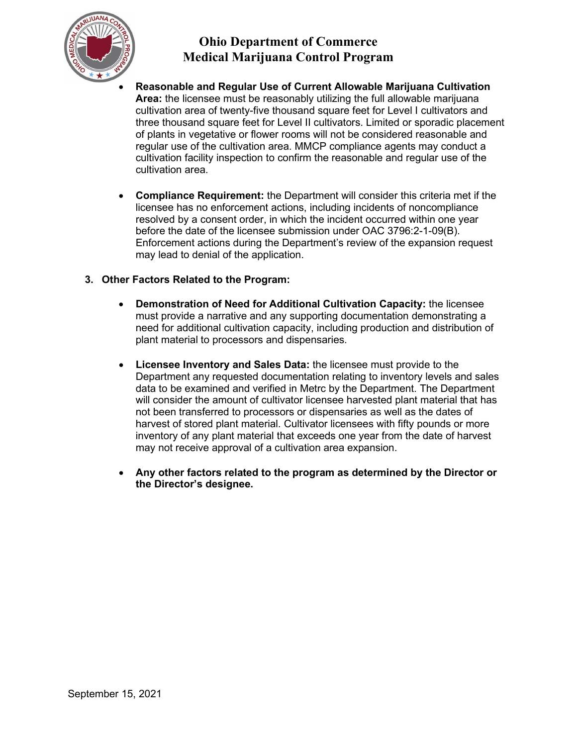- **Reasonable and Regular Use of Current Allowable Marijuana Cultivation Area:** the licensee must be reasonably utilizing the full allowable marijuana cultivation area of twenty-five thousand square feet for Level I cultivators and three thousand square feet for Level II cultivators. Limited or sporadic placement of plants in vegetative or flower rooms will not be considered reasonable and regular use of the cultivation area. MMCP compliance agents may conduct a cultivation facility inspection to confirm the reasonable and regular use of the cultivation area.

- **Compliance Requirement:** the Department will consider this criteria met if the licensee has no enforcement actions, including incidents of noncompliance resolved by a consent order, in which the incident occurred within one year before the date of the licensee submission under OAC 3796:2-1-09(B). Enforcement actions during the Department's review of the expansion request may lead to denial of the application.

3. **Other Factors Related to the Program:**

   - **Demonstration of Need for Additional Cultivation Capacity:** the licensee must provide a narrative and any supporting documentation demonstrating a need for additional cultivation capacity, including production and distribution of plant material to processors and dispensaries.

   - **Licensee Inventory and Sales Data:** the licensee must provide to the Department any requested documentation relating to inventory levels and sales data to be examined and verified in Metrc by the Department. The Department will consider the amount of cultivator licensee harvested plant material that has not been transferred to processors or dispensaries as well as the dates of harvest of stored plant material. Cultivator licensees with fifty pounds or more inventory of any plant material that exceeds one year from the date of harvest may not receive approval of a cultivation area expansion.

   - **Any other factors related to the program as determined by the Director or the Director's designee.**

September 15, 2021